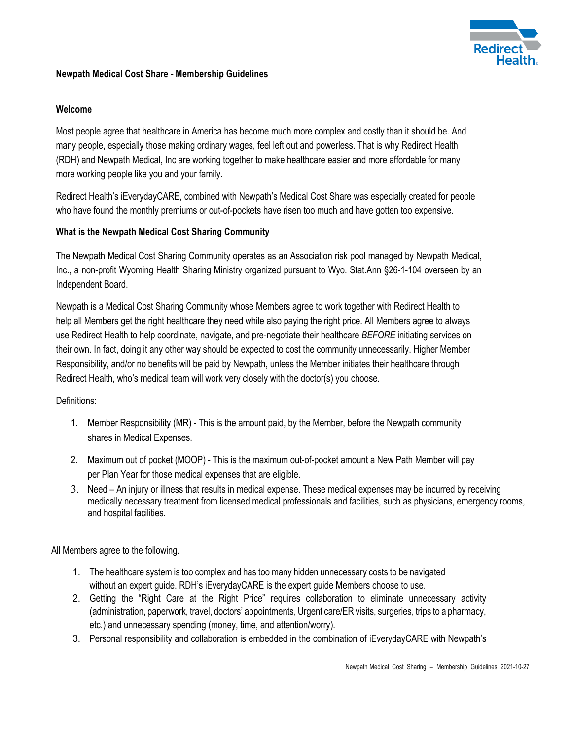## Newpath Medical Cost Share - Membership Guidelines

### Welcome

Most people agree that healthcare in America has become much more complex and costly than it should be. And many people, especially those making ordinary wages, feel left out and powerless. That is why Redirect Health (RDH) and Newpath Medical, Inc are working together to make healthcare easier and more affordable for many more working people like you and your family.

Redirect Health's iEverydayCARE, combined with Newpath's Medical Cost Share was especially created for people who have found the monthly premiums or out-of-pockets have risen too much and have gotten too expensive.

### What is the Newpath Medical Cost Sharing Community

The Newpath Medical Cost Sharing Community operates as an Association risk pool managed by Newpath Medical, Inc., a non-profit Wyoming Health Sharing Ministry organized pursuant to Wyo. Stat.Ann §26-1-104 overseen by an Independent Board.

Newpath is a Medical Cost Sharing Community whose Members agree to work together with Redirect Health to help all Members get the right healthcare they need while also paying the right price. All Members agree to always use Redirect Health to help coordinate, navigate, and pre-negotiate their healthcare *BEFORE* initiating services on their own. In fact, doing it any other way should be expected to cost the community unnecessarily. Higher Member Responsibility, and/or no benefits will be paid by Newpath, unless the Member initiates their healthcare through Redirect Health, who's medical team will work very closely with the doctor(s) you choose.

Definitions:

1. Member Responsibility (MR) - This is the amount paid, by the Member, before the Newpath community shares in Medical Expenses.
2. Maximum out of pocket (MOOP) - This is the maximum out-of-pocket amount a New Path Member will pay per Plan Year for those medical expenses that are eligible.
3. Need – An injury or illness that results in medical expense. These medical expenses may be incurred by receiving medically necessary treatment from licensed medical professionals and facilities, such as physicians, emergency rooms, and hospital facilities.

All Members agree to the following.

1. The healthcare system is too complex and has too many hidden unnecessary costs to be navigated without an expert guide. RDH's iEverydayCARE is the expert guide Members choose to use.
2. Getting the "Right Care at the Right Price" requires collaboration to eliminate unnecessary activity (administration, paperwork, travel, doctors' appointments, Urgent care/ER visits, surgeries, trips to a pharmacy, etc.) and unnecessary spending (money, time, and attention/worry).
3. Personal responsibility and collaboration is embedded in the combination of iEverydayCARE with Newpath's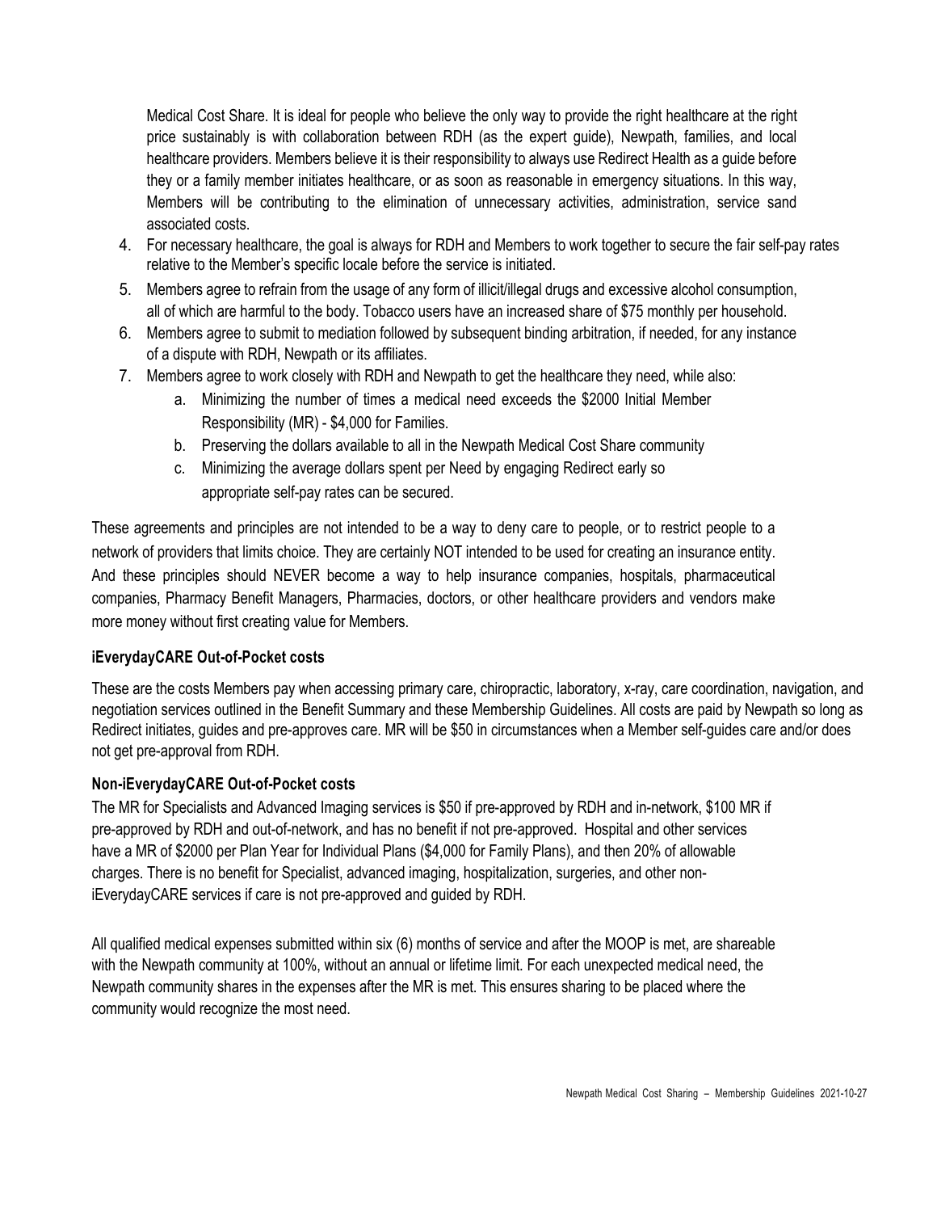Medical Cost Share. It is ideal for people who believe the only way to provide the right healthcare at the right price sustainably is with collaboration between RDH (as the expert guide), Newpath, families, and local healthcare providers. Members believe it is their responsibility to always use Redirect Health as a guide before they or a family member initiates healthcare, or as soon as reasonable in emergency situations. In this way, Members will be contributing to the elimination of unnecessary activities, administration, service sand associated costs.

4. For necessary healthcare, the goal is always for RDH and Members to work together to secure the fair self-pay rates relative to the Member's specific locale before the service is initiated.
5. Members agree to refrain from the usage of any form of illicit/illegal drugs and excessive alcohol consumption, all of which are harmful to the body. Tobacco users have an increased share of $75 monthly per household.
6. Members agree to submit to mediation followed by subsequent binding arbitration, if needed, for any instance of a dispute with RDH, Newpath or its affiliates.
7. Members agree to work closely with RDH and Newpath to get the healthcare they need, while also:
   a. Minimizing the number of times a medical need exceeds the $2000 Initial Member Responsibility (MR) - $4,000 for Families.
   b. Preserving the dollars available to all in the Newpath Medical Cost Share community
   c. Minimizing the average dollars spent per Need by engaging Redirect early so appropriate self-pay rates can be secured.

These agreements and principles are not intended to be a way to deny care to people, or to restrict people to a network of providers that limits choice. They are certainly NOT intended to be used for creating an insurance entity. And these principles should NEVER become a way to help insurance companies, hospitals, pharmaceutical companies, Pharmacy Benefit Managers, Pharmacies, doctors, or other healthcare providers and vendors make more money without first creating value for Members.

**iEverydayCARE Out-of-Pocket costs**

These are the costs Members pay when accessing primary care, chiropractic, laboratory, x-ray, care coordination, navigation, and negotiation services outlined in the Benefit Summary and these Membership Guidelines. All costs are paid by Newpath so long as Redirect initiates, guides and pre-approves care. MR will be $50 in circumstances when a Member self-guides care and/or does not get pre-approval from RDH.

**Non-iEverydayCARE Out-of-Pocket costs**

The MR for Specialists and Advanced Imaging services is $50 if pre-approved by RDH and in-network, $100 MR if pre-approved by RDH and out-of-network, and has no benefit if not pre-approved. Hospital and other services have a MR of $2000 per Plan Year for Individual Plans ($4,000 for Family Plans), and then 20% of allowable charges. There is no benefit for Specialist, advanced imaging, hospitalization, surgeries, and other non-iEverydayCARE services if care is not pre-approved and guided by RDH.

All qualified medical expenses submitted within six (6) months of service and after the MOOP is met, are shareable with the Newpath community at 100%, without an annual or lifetime limit. For each unexpected medical need, the Newpath community shares in the expenses after the MR is met. This ensures sharing to be placed where the community would recognize the most need.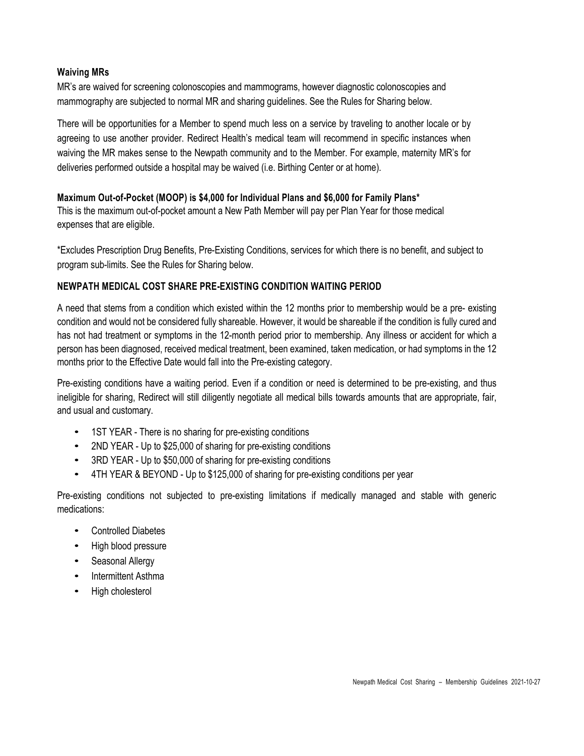### Waiving MRs

MR's are waived for screening colonoscopies and mammograms, however diagnostic colonoscopies and mammography are subjected to normal MR and sharing guidelines. See the Rules for Sharing below.

There will be opportunities for a Member to spend much less on a service by traveling to another locale or by agreeing to use another provider. Redirect Health's medical team will recommend in specific instances when waiving the MR makes sense to the Newpath community and to the Member. For example, maternity MR's for deliveries performed outside a hospital may be waived (i.e. Birthing Center or at home).

### Maximum Out-of-Pocket (MOOP) is $4,000 for Individual Plans and $6,000 for Family Plans*

This is the maximum out-of-pocket amount a New Path Member will pay per Plan Year for those medical expenses that are eligible.

*Excludes Prescription Drug Benefits, Pre-Existing Conditions, services for which there is no benefit, and subject to program sub-limits. See the Rules for Sharing below.

## NEWPATH MEDICAL COST SHARE PRE-EXISTING CONDITION WAITING PERIOD

A need that stems from a condition which existed within the 12 months prior to membership would be a pre- existing condition and would not be considered fully shareable. However, it would be shareable if the condition is fully cured and has not had treatment or symptoms in the 12-month period prior to membership. Any illness or accident for which a person has been diagnosed, received medical treatment, been examined, taken medication, or had symptoms in the 12 months prior to the Effective Date would fall into the Pre-existing category.

Pre-existing conditions have a waiting period. Even if a condition or need is determined to be pre-existing, and thus ineligible for sharing, Redirect will still diligently negotiate all medical bills towards amounts that are appropriate, fair, and usual and customary.

- 1ST YEAR - There is no sharing for pre-existing conditions
- 2ND YEAR - Up to $25,000 of sharing for pre-existing conditions
- 3RD YEAR - Up to $50,000 of sharing for pre-existing conditions
- 4TH YEAR & BEYOND - Up to $125,000 of sharing for pre-existing conditions per year

Pre-existing conditions not subjected to pre-existing limitations if medically managed and stable with generic medications:

- Controlled Diabetes
- High blood pressure
- Seasonal Allergy
- Intermittent Asthma
- High cholesterol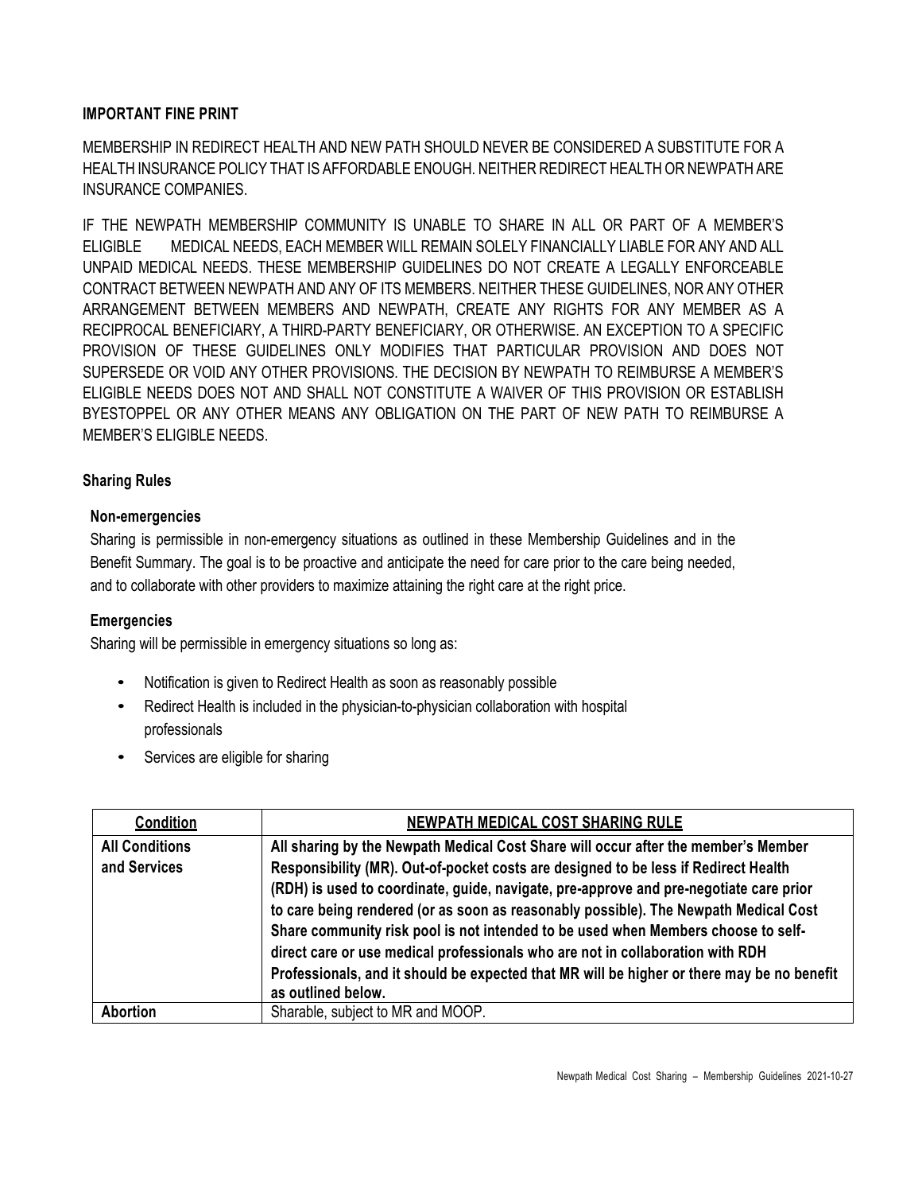### IMPORTANT FINE PRINT

MEMBERSHIP IN REDIRECT HEALTH AND NEW PATH SHOULD NEVER BE CONSIDERED A SUBSTITUTE FOR A HEALTH INSURANCE POLICY THAT IS AFFORDABLE ENOUGH. NEITHER REDIRECT HEALTH OR NEWPATH ARE INSURANCE COMPANIES.

IF THE NEWPATH MEMBERSHIP COMMUNITY IS UNABLE TO SHARE IN ALL OR PART OF A MEMBER'S ELIGIBLE MEDICAL NEEDS, EACH MEMBER WILL REMAIN SOLELY FINANCIALLY LIABLE FOR ANY AND ALL UNPAID MEDICAL NEEDS. THESE MEMBERSHIP GUIDELINES DO NOT CREATE A LEGALLY ENFORCEABLE CONTRACT BETWEEN NEWPATH AND ANY OF ITS MEMBERS. NEITHER THESE GUIDELINES, NOR ANY OTHER ARRANGEMENT BETWEEN MEMBERS AND NEWPATH, CREATE ANY RIGHTS FOR ANY MEMBER AS A RECIPROCAL BENEFICIARY, A THIRD-PARTY BENEFICIARY, OR OTHERWISE. AN EXCEPTION TO A SPECIFIC PROVISION OF THESE GUIDELINES ONLY MODIFIES THAT PARTICULAR PROVISION AND DOES NOT SUPERSEDE OR VOID ANY OTHER PROVISIONS. THE DECISION BY NEWPATH TO REIMBURSE A MEMBER'S ELIGIBLE NEEDS DOES NOT AND SHALL NOT CONSTITUTE A WAIVER OF THIS PROVISION OR ESTABLISH BYESTOPPEL OR ANY OTHER MEANS ANY OBLIGATION ON THE PART OF NEW PATH TO REIMBURSE A MEMBER'S ELIGIBLE NEEDS.

### Sharing Rules

#### Non-emergencies

Sharing is permissible in non-emergency situations as outlined in these Membership Guidelines and in the Benefit Summary. The goal is to be proactive and anticipate the need for care prior to the care being needed, and to collaborate with other providers to maximize attaining the right care at the right price.

#### Emergencies

Sharing will be permissible in emergency situations so long as:

- Notification is given to Redirect Health as soon as reasonably possible
- Redirect Health is included in the physician-to-physician collaboration with hospital professionals
- Services are eligible for sharing

| Condition | NEWPATH MEDICAL COST SHARING RULE |
|---|---|
| **All Conditions and Services** | **All sharing by the Newpath Medical Cost Share will occur after the member's Member Responsibility (MR). Out-of-pocket costs are designed to be less if Redirect Health (RDH) is used to coordinate, guide, navigate, pre-approve and pre-negotiate care prior to care being rendered (or as soon as reasonably possible). The Newpath Medical Cost Share community risk pool is not intended to be used when Members choose to self-direct care or use medical professionals who are not in collaboration with RDH Professionals, and it should be expected that MR will be higher or there may be no benefit as outlined below.** |
| **Abortion** | Sharable, subject to MR and MOOP. |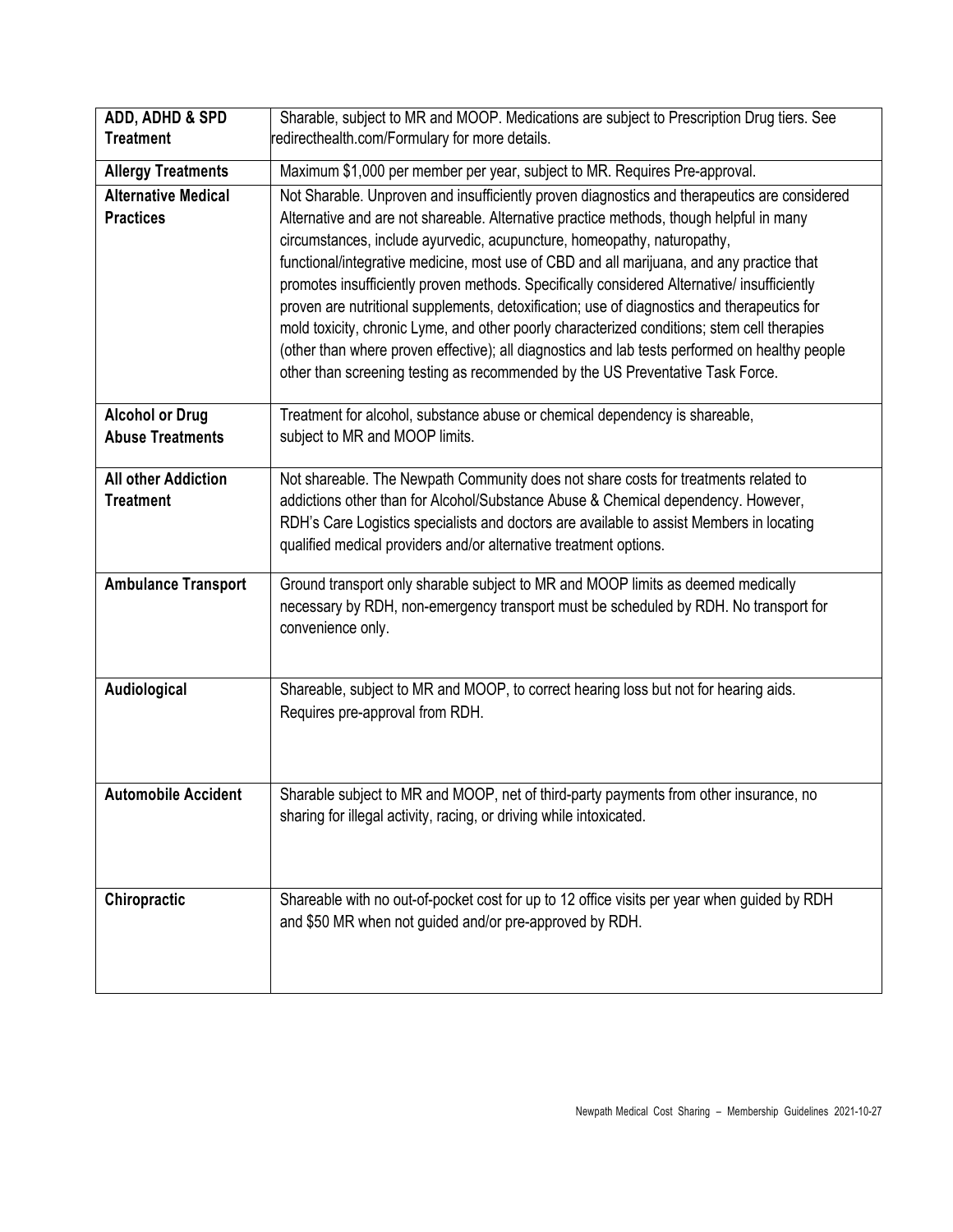| | |
|---|---|
| **ADD, ADHD & SPD Treatment** | Sharable, subject to MR and MOOP. Medications are subject to Prescription Drug tiers. See redirecthealth.com/Formulary for more details. |
| **Allergy Treatments** | Maximum $1,000 per member per year, subject to MR. Requires Pre-approval. |
| **Alternative Medical Practices** | Not Sharable. Unproven and insufficiently proven diagnostics and therapeutics are considered Alternative and are not shareable. Alternative practice methods, though helpful in many circumstances, include ayurvedic, acupuncture, homeopathy, naturopathy, functional/integrative medicine, most use of CBD and all marijuana, and any practice that promotes insufficiently proven methods. Specifically considered Alternative/ insufficiently proven are nutritional supplements, detoxification; use of diagnostics and therapeutics for mold toxicity, chronic Lyme, and other poorly characterized conditions; stem cell therapies (other than where proven effective); all diagnostics and lab tests performed on healthy people other than screening testing as recommended by the US Preventative Task Force. |
| **Alcohol or Drug Abuse Treatments** | Treatment for alcohol, substance abuse or chemical dependency is shareable, subject to MR and MOOP limits. |
| **All other Addiction Treatment** | Not shareable. The Newpath Community does not share costs for treatments related to addictions other than for Alcohol/Substance Abuse & Chemical dependency. However, RDH's Care Logistics specialists and doctors are available to assist Members in locating qualified medical providers and/or alternative treatment options. |
| **Ambulance Transport** | Ground transport only sharable subject to MR and MOOP limits as deemed medically necessary by RDH, non-emergency transport must be scheduled by RDH. No transport for convenience only. |
| **Audiological** | Shareable, subject to MR and MOOP, to correct hearing loss but not for hearing aids. Requires pre-approval from RDH. |
| **Automobile Accident** | Sharable subject to MR and MOOP, net of third-party payments from other insurance, no sharing for illegal activity, racing, or driving while intoxicated. |
| **Chiropractic** | Shareable with no out-of-pocket cost for up to 12 office visits per year when guided by RDH and $50 MR when not guided and/or pre-approved by RDH. |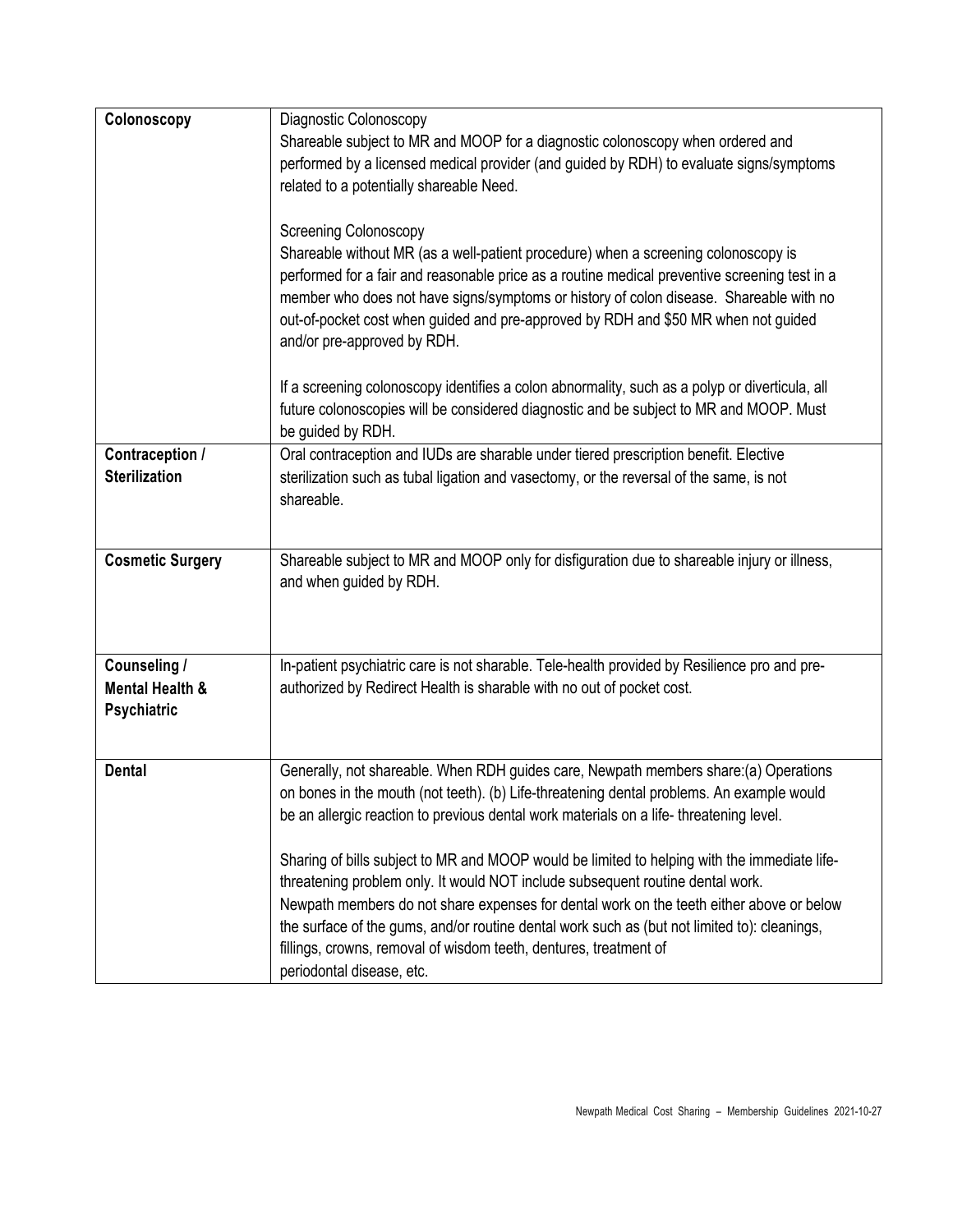| | |
|---|---|
| **Colonoscopy** | Diagnostic Colonoscopy<br>Shareable subject to MR and MOOP for a diagnostic colonoscopy when ordered and performed by a licensed medical provider (and guided by RDH) to evaluate signs/symptoms related to a potentially shareable Need.<br><br>Screening Colonoscopy<br>Shareable without MR (as a well-patient procedure) when a screening colonoscopy is performed for a fair and reasonable price as a routine medical preventive screening test in a member who does not have signs/symptoms or history of colon disease. Shareable with no out-of-pocket cost when guided and pre-approved by RDH and $50 MR when not guided and/or pre-approved by RDH.<br><br>If a screening colonoscopy identifies a colon abnormality, such as a polyp or diverticula, all future colonoscopies will be considered diagnostic and be subject to MR and MOOP. Must be guided by RDH. |
| **Contraception / Sterilization** | Oral contraception and IUDs are sharable under tiered prescription benefit. Elective sterilization such as tubal ligation and vasectomy, or the reversal of the same, is not shareable. |
| **Cosmetic Surgery** | Shareable subject to MR and MOOP only for disfiguration due to shareable injury or illness, and when guided by RDH. |
| **Counseling / Mental Health & Psychiatric** | In-patient psychiatric care is not sharable. Tele-health provided by Resilience pro and pre-authorized by Redirect Health is sharable with no out of pocket cost. |
| **Dental** | Generally, not shareable. When RDH guides care, Newpath members share:(a) Operations on bones in the mouth (not teeth). (b) Life-threatening dental problems. An example would be an allergic reaction to previous dental work materials on a life- threatening level.<br><br>Sharing of bills subject to MR and MOOP would be limited to helping with the immediate life-threatening problem only. It would NOT include subsequent routine dental work.<br>Newpath members do not share expenses for dental work on the teeth either above or below the surface of the gums, and/or routine dental work such as (but not limited to): cleanings, fillings, crowns, removal of wisdom teeth, dentures, treatment of periodontal disease, etc. |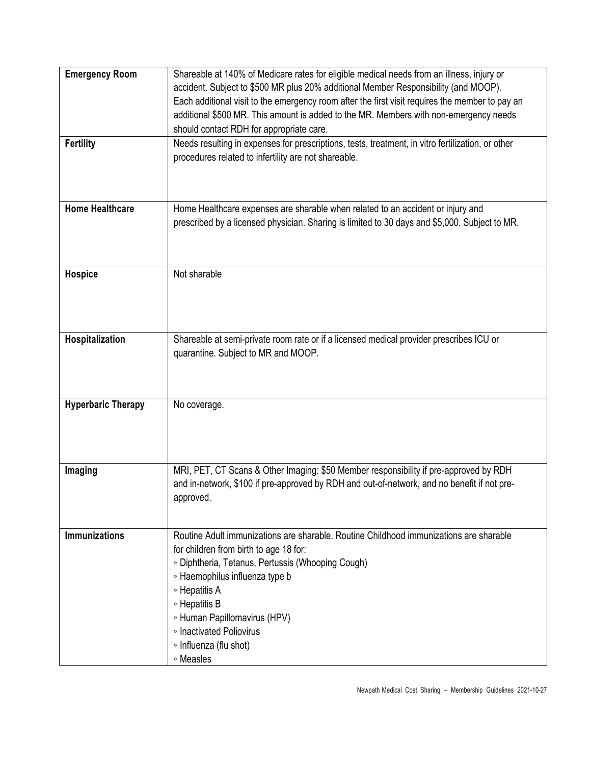| | |
|---|---|
| **Emergency Room** | Shareable at 140% of Medicare rates for eligible medical needs from an illness, injury or accident. Subject to $500 MR plus 20% additional Member Responsibility (and MOOP). Each additional visit to the emergency room after the first visit requires the member to pay an additional $500 MR. This amount is added to the MR. Members with non-emergency needs should contact RDH for appropriate care. |
| **Fertility** | Needs resulting in expenses for prescriptions, tests, treatment, in vitro fertilization, or other procedures related to infertility are not shareable. |
| **Home Healthcare** | Home Healthcare expenses are sharable when related to an accident or injury and prescribed by a licensed physician. Sharing is limited to 30 days and $5,000. Subject to MR. |
| **Hospice** | Not sharable |
| **Hospitalization** | Shareable at semi-private room rate or if a licensed medical provider prescribes ICU or quarantine. Subject to MR and MOOP. |
| **Hyperbaric Therapy** | No coverage. |
| **Imaging** | MRI, PET, CT Scans & Other Imaging: $50 Member responsibility if pre-approved by RDH and in-network, $100 if pre-approved by RDH and out-of-network, and no benefit if not pre-approved. |
| **Immunizations** | Routine Adult immunizations are sharable. Routine Childhood immunizations are sharable for children from birth to age 18 for:<br>◦ Diphtheria, Tetanus, Pertussis (Whooping Cough)<br>◦ Haemophilus influenza type b<br>◦ Hepatitis A<br>◦ Hepatitis B<br>◦ Human Papillomavirus (HPV)<br>◦ Inactivated Poliovirus<br>◦ Influenza (flu shot)<br>◦ Measles |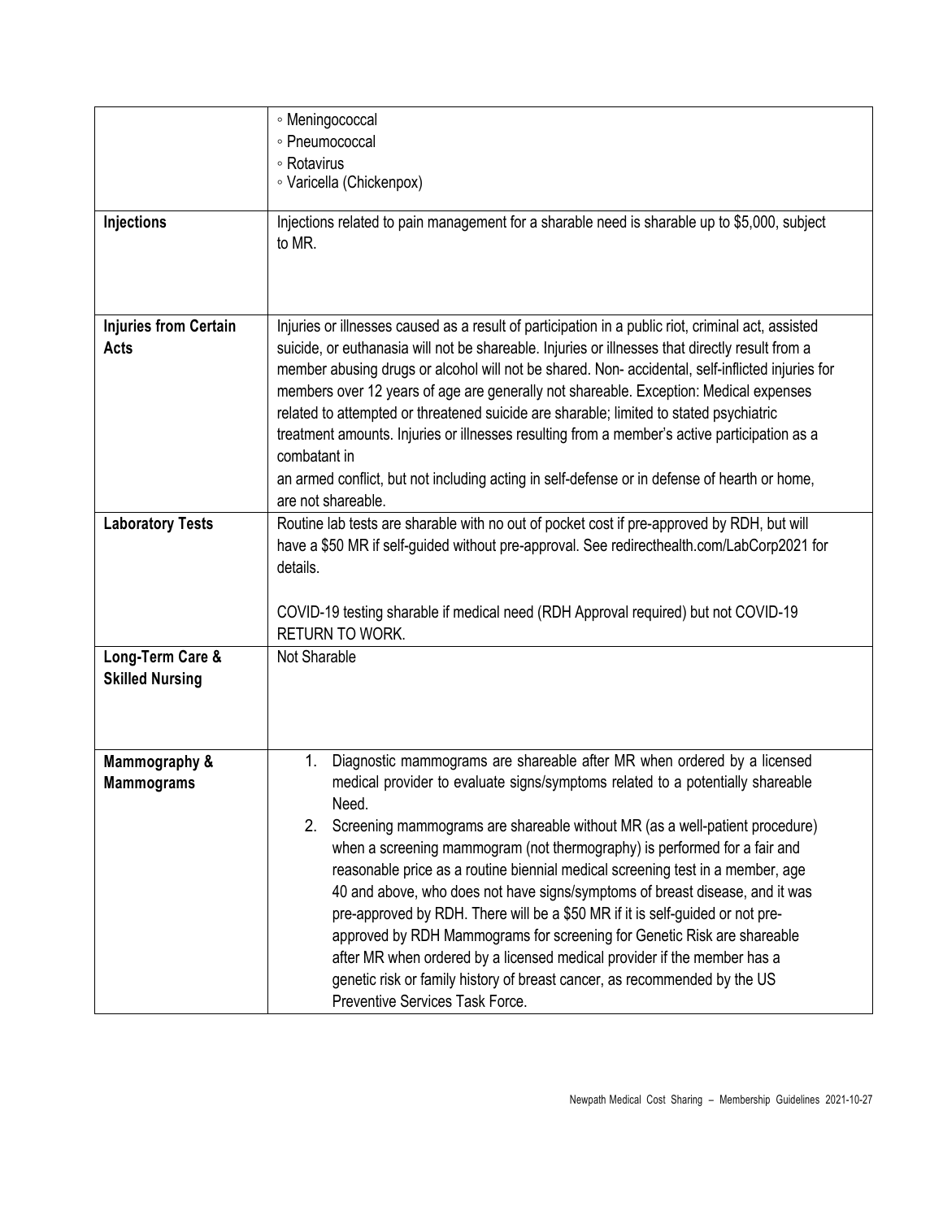| | |
|---|---|
| | ◦ Meningococcal<br>◦ Pneumococcal<br>◦ Rotavirus<br>◦ Varicella (Chickenpox) |
| **Injections** | Injections related to pain management for a sharable need is sharable up to $5,000, subject to MR. |
| **Injuries from Certain Acts** | Injuries or illnesses caused as a result of participation in a public riot, criminal act, assisted suicide, or euthanasia will not be shareable. Injuries or illnesses that directly result from a member abusing drugs or alcohol will not be shared. Non- accidental, self-inflicted injuries for members over 12 years of age are generally not shareable. Exception: Medical expenses related to attempted or threatened suicide are sharable; limited to stated psychiatric treatment amounts. Injuries or illnesses resulting from a member's active participation as a combatant in<br>an armed conflict, but not including acting in self-defense or in defense of hearth or home, are not shareable. |
| **Laboratory Tests** | Routine lab tests are sharable with no out of pocket cost if pre-approved by RDH, but will have a $50 MR if self-guided without pre-approval. See redirecthealth.com/LabCorp2021 for details.<br><br>COVID-19 testing sharable if medical need (RDH Approval required) but not COVID-19 RETURN TO WORK. |
| **Long-Term Care & Skilled Nursing** | Not Sharable |
| **Mammography & Mammograms** | 1. Diagnostic mammograms are shareable after MR when ordered by a licensed medical provider to evaluate signs/symptoms related to a potentially shareable Need.<br>2. Screening mammograms are shareable without MR (as a well-patient procedure) when a screening mammogram (not thermography) is performed for a fair and reasonable price as a routine biennial medical screening test in a member, age 40 and above, who does not have signs/symptoms of breast disease, and it was pre-approved by RDH. There will be a $50 MR if it is self-guided or not pre-approved by RDH Mammograms for screening for Genetic Risk are shareable after MR when ordered by a licensed medical provider if the member has a genetic risk or family history of breast cancer, as recommended by the US Preventive Services Task Force. |

Newpath Medical Cost Sharing – Membership Guidelines 2021-10-27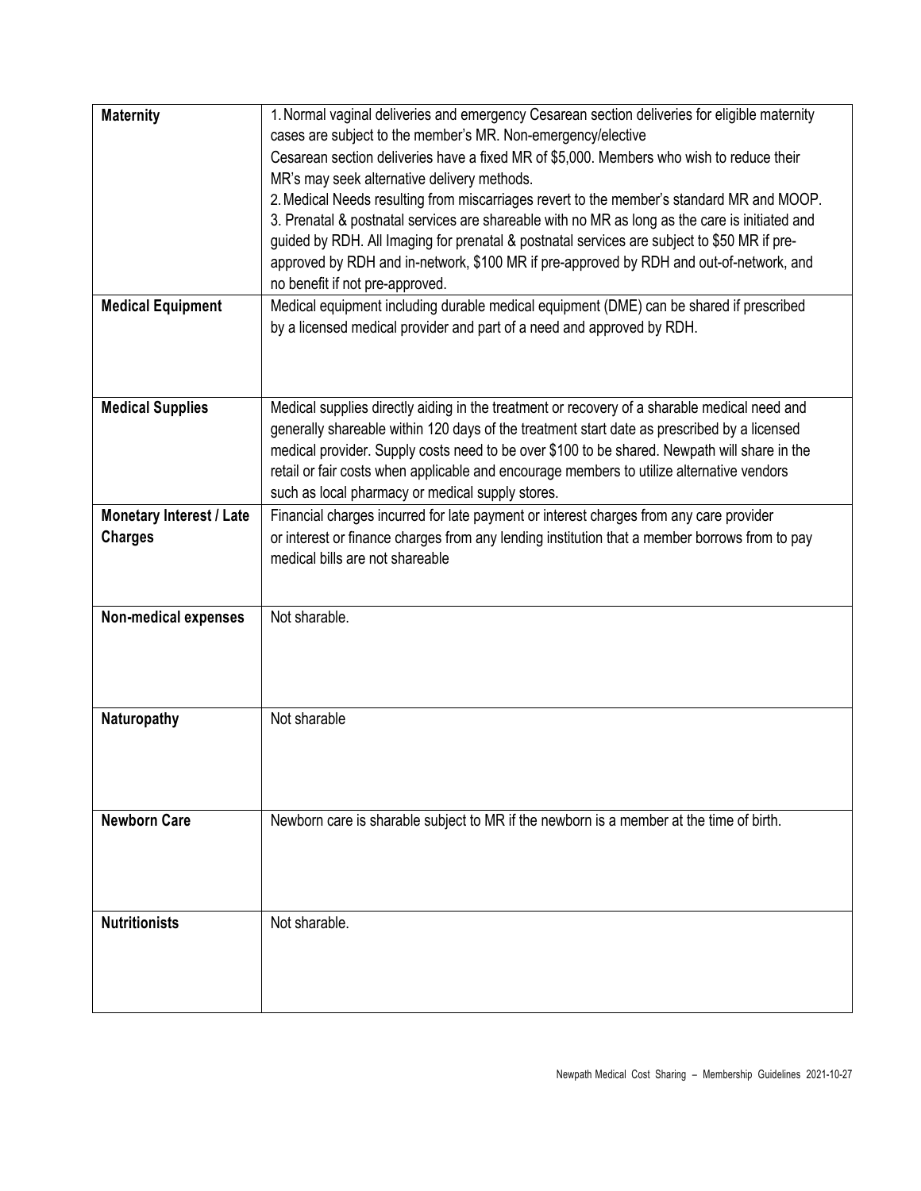| | |
|---|---|
| **Maternity** | 1. Normal vaginal deliveries and emergency Cesarean section deliveries for eligible maternity cases are subject to the member's MR. Non-emergency/elective Cesarean section deliveries have a fixed MR of $5,000. Members who wish to reduce their MR's may seek alternative delivery methods.<br>2. Medical Needs resulting from miscarriages revert to the member's standard MR and MOOP.<br>3. Prenatal & postnatal services are shareable with no MR as long as the care is initiated and guided by RDH. All Imaging for prenatal & postnatal services are subject to $50 MR if pre-approved by RDH and in-network, $100 MR if pre-approved by RDH and out-of-network, and no benefit if not pre-approved. |
| **Medical Equipment** | Medical equipment including durable medical equipment (DME) can be shared if prescribed by a licensed medical provider and part of a need and approved by RDH. |
| **Medical Supplies** | Medical supplies directly aiding in the treatment or recovery of a sharable medical need and generally shareable within 120 days of the treatment start date as prescribed by a licensed medical provider. Supply costs need to be over $100 to be shared. Newpath will share in the retail or fair costs when applicable and encourage members to utilize alternative vendors such as local pharmacy or medical supply stores. |
| **Monetary Interest / Late Charges** | Financial charges incurred for late payment or interest charges from any care provider or interest or finance charges from any lending institution that a member borrows from to pay medical bills are not shareable |
| **Non-medical expenses** | Not sharable. |
| **Naturopathy** | Not sharable |
| **Newborn Care** | Newborn care is sharable subject to MR if the newborn is a member at the time of birth. |
| **Nutritionists** | Not sharable. |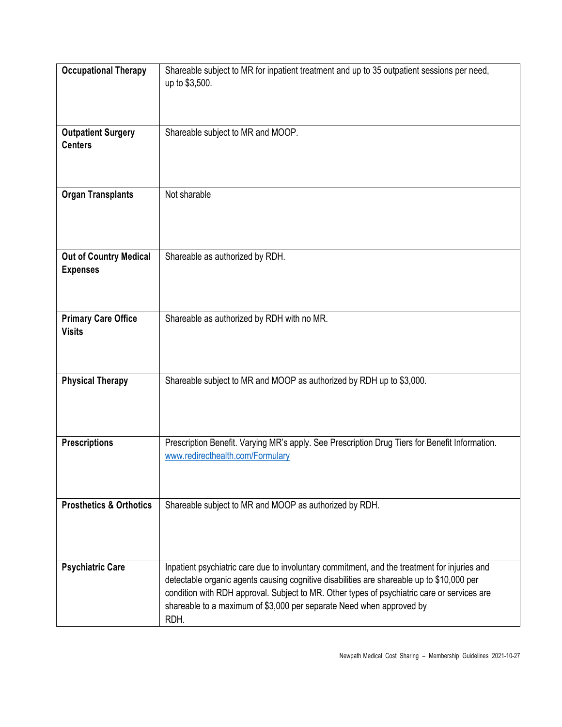| | |
|---|---|
| **Occupational Therapy** | Shareable subject to MR for inpatient treatment and up to 35 outpatient sessions per need, up to $3,500. |
| **Outpatient Surgery Centers** | Shareable subject to MR and MOOP. |
| **Organ Transplants** | Not sharable |
| **Out of Country Medical Expenses** | Shareable as authorized by RDH. |
| **Primary Care Office Visits** | Shareable as authorized by RDH with no MR. |
| **Physical Therapy** | Shareable subject to MR and MOOP as authorized by RDH up to $3,000. |
| **Prescriptions** | Prescription Benefit. Varying MR's apply. See Prescription Drug Tiers for Benefit Information. www.redirecthealth.com/Formulary |
| **Prosthetics & Orthotics** | Shareable subject to MR and MOOP as authorized by RDH. |
| **Psychiatric Care** | Inpatient psychiatric care due to involuntary commitment, and the treatment for injuries and detectable organic agents causing cognitive disabilities are shareable up to $10,000 per condition with RDH approval. Subject to MR. Other types of psychiatric care or services are shareable to a maximum of $3,000 per separate Need when approved by RDH. |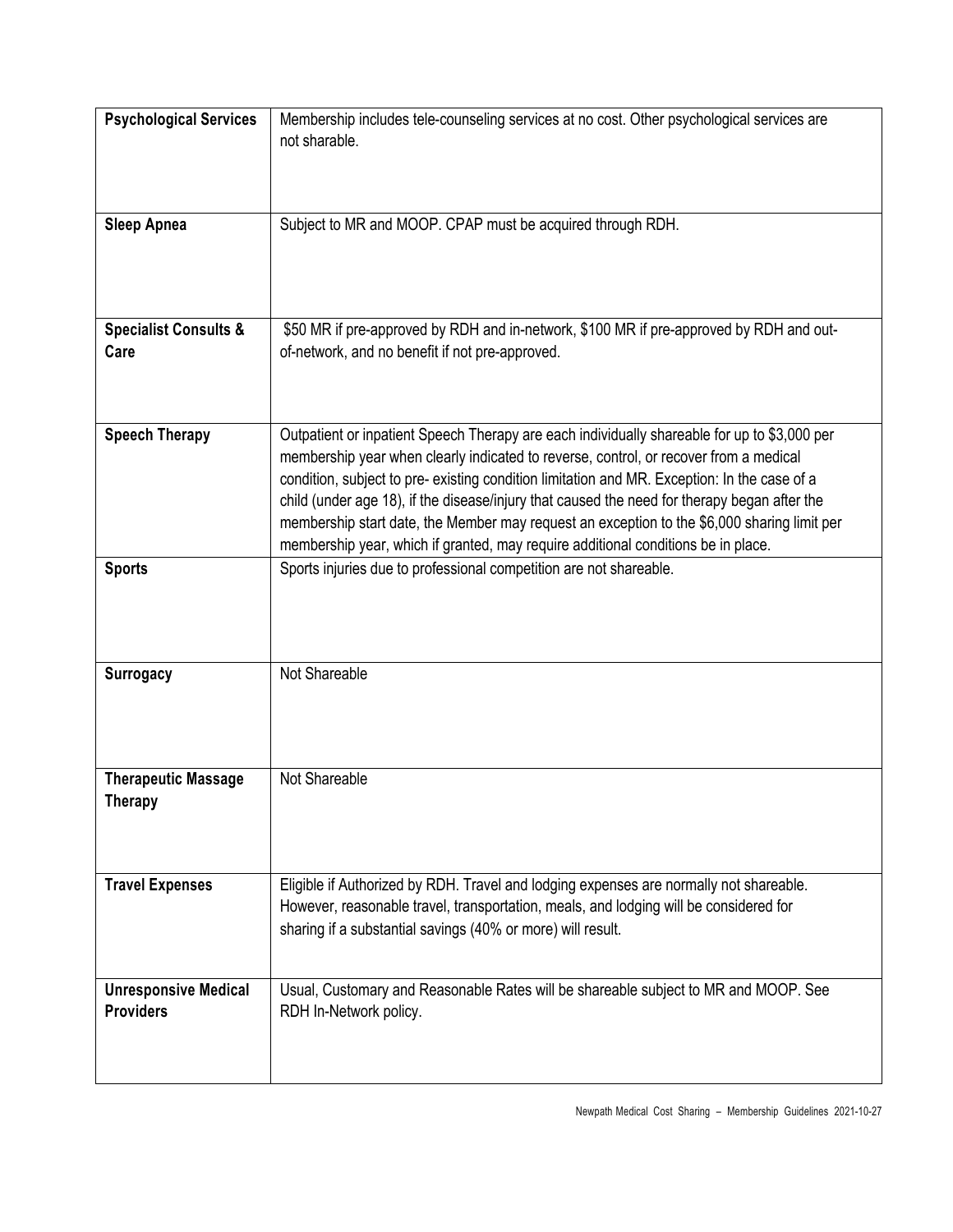| | |
|---|---|
| **Psychological Services** | Membership includes tele-counseling services at no cost. Other psychological services are not sharable. |
| **Sleep Apnea** | Subject to MR and MOOP. CPAP must be acquired through RDH. |
| **Specialist Consults & Care** | $50 MR if pre-approved by RDH and in-network, $100 MR if pre-approved by RDH and out-of-network, and no benefit if not pre-approved. |
| **Speech Therapy** | Outpatient or inpatient Speech Therapy are each individually shareable for up to $3,000 per membership year when clearly indicated to reverse, control, or recover from a medical condition, subject to pre- existing condition limitation and MR. Exception: In the case of a child (under age 18), if the disease/injury that caused the need for therapy began after the membership start date, the Member may request an exception to the $6,000 sharing limit per membership year, which if granted, may require additional conditions be in place. |
| **Sports** | Sports injuries due to professional competition are not shareable. |
| **Surrogacy** | Not Shareable |
| **Therapeutic Massage Therapy** | Not Shareable |
| **Travel Expenses** | Eligible if Authorized by RDH. Travel and lodging expenses are normally not shareable. However, reasonable travel, transportation, meals, and lodging will be considered for sharing if a substantial savings (40% or more) will result. |
| **Unresponsive Medical Providers** | Usual, Customary and Reasonable Rates will be shareable subject to MR and MOOP. See RDH In-Network policy. |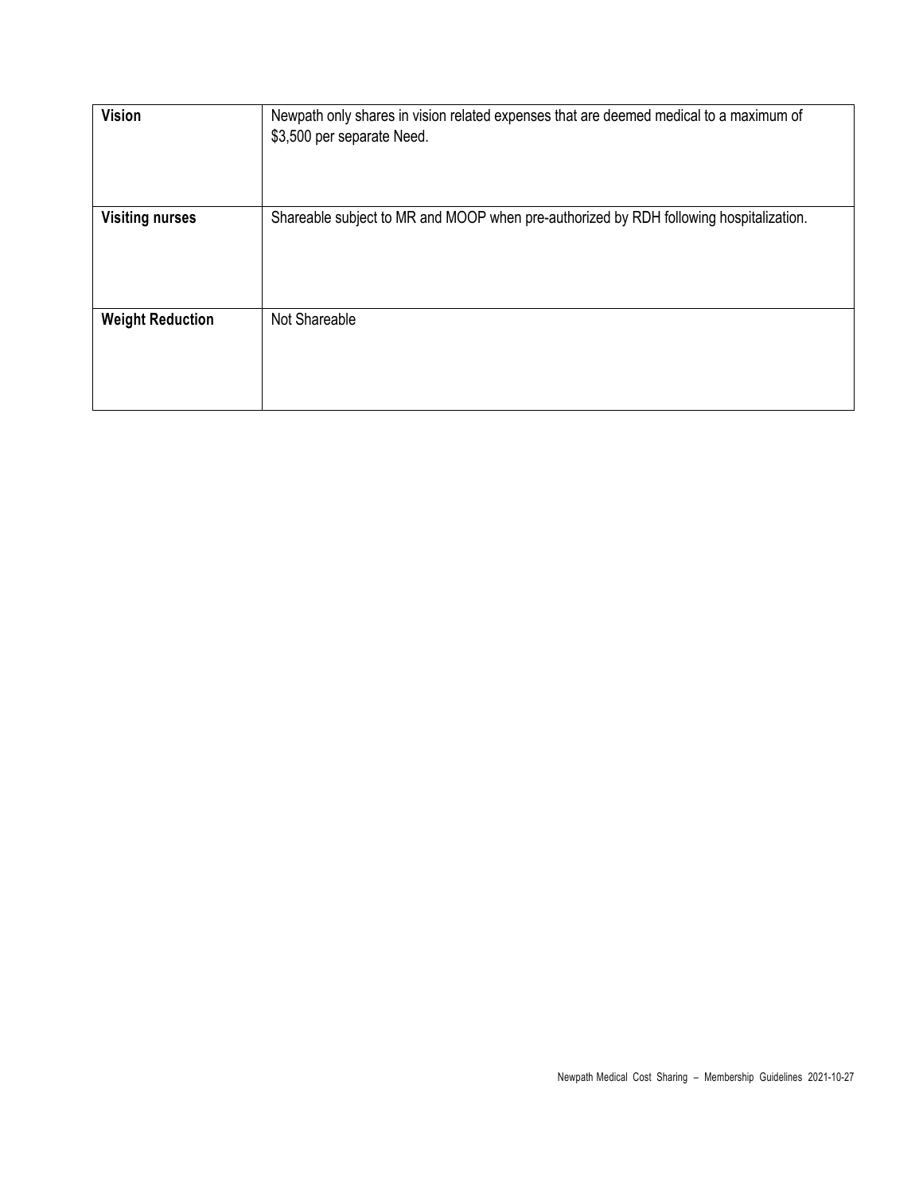| | |
|---|---|
| **Vision** | Newpath only shares in vision related expenses that are deemed medical to a maximum of $3,500 per separate Need. |
| **Visiting nurses** | Shareable subject to MR and MOOP when pre-authorized by RDH following hospitalization. |
| **Weight Reduction** | Not Shareable |